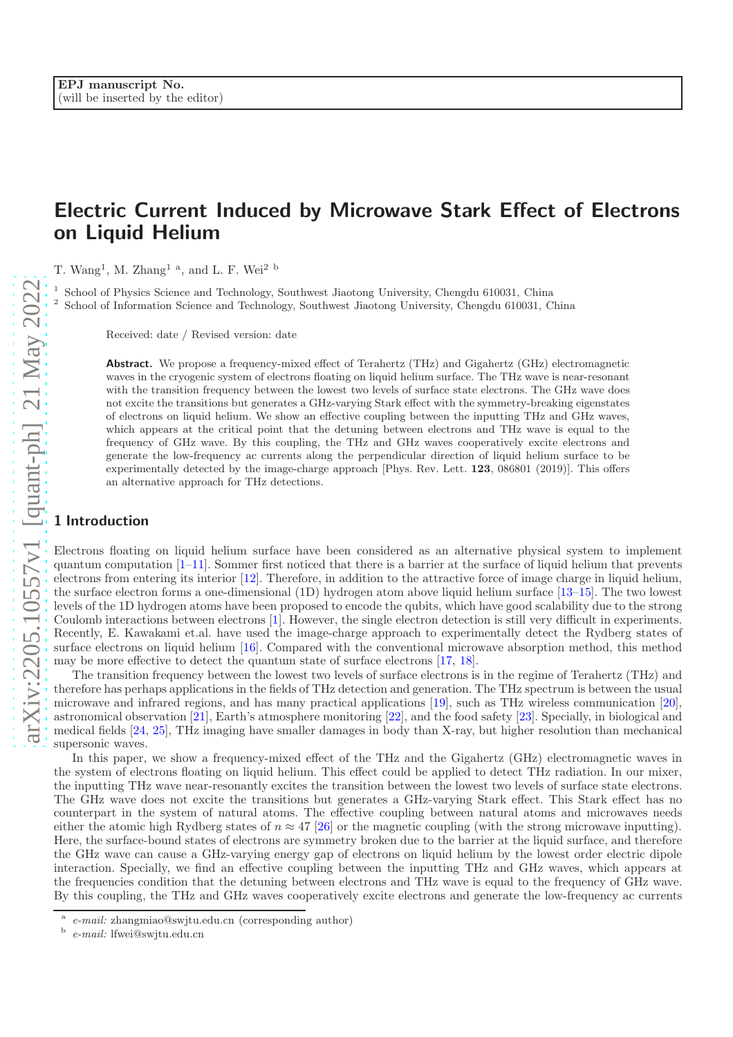EPJ manuscript No.
(will be inserted by the editor)

# Electric Current Induced by Microwave Stark Effect of Electrons on Liquid Helium

T. Wang[1], M. Zhang[1 a], and L. F. Wei[2 b]

[1] School of Physics Science and Technology, Southwest Jiaotong University, Chengdu 610031, China
[2] School of Information Science and Technology, Southwest Jiaotong University, Chengdu 610031, China

Received: date / Revised version: date

**Abstract.** We propose a frequency-mixed effect of Terahertz (THz) and Gigahertz (GHz) electromagnetic waves in the cryogenic system of electrons floating on liquid helium surface. The THz wave is near-resonant with the transition frequency between the lowest two levels of surface state electrons. The GHz wave does not excite the transitions but generates a GHz-varying Stark effect with the symmetry-breaking eigenstates of electrons on liquid helium. We show an effective coupling between the inputting THz and GHz waves, which appears at the critical point that the detuning between electrons and THz wave is equal to the frequency of GHz wave. By this coupling, the THz and GHz waves cooperatively excite electrons and generate the low-frequency ac currents along the perpendicular direction of liquid helium surface to be experimentally detected by the image-charge approach [Phys. Rev. Lett. **123**, 086801 (2019)]. This offers an alternative approach for THz detections.

## 1 Introduction

Electrons floating on liquid helium surface have been considered as an alternative physical system to implement quantum computation [1–11]. Sommer first noticed that there is a barrier at the surface of liquid helium that prevents electrons from entering its interior [12]. Therefore, in addition to the attractive force of image charge in liquid helium, the surface electron forms a one-dimensional (1D) hydrogen atom above liquid helium surface [13–15]. The two lowest levels of the 1D hydrogen atoms have been proposed to encode the qubits, which have good scalability due to the strong Coulomb interactions between electrons [1]. However, the single electron detection is still very difficult in experiments. Recently, E. Kawakami et.al. have used the image-charge approach to experimentally detect the Rydberg states of surface electrons on liquid helium [16]. Compared with the conventional microwave absorption method, this method may be more effective to detect the quantum state of surface electrons [17, 18].

The transition frequency between the lowest two levels of surface electrons is in the regime of Terahertz (THz) and therefore has perhaps applications in the fields of THz detection and generation. The THz spectrum is between the usual microwave and infrared regions, and has many practical applications [19], such as THz wireless communication [20], astronomical observation [21], Earth's atmosphere monitoring [22], and the food safety [23]. Specially, in biological and medical fields [24, 25], THz imaging have smaller damages in body than X-ray, but higher resolution than mechanical supersonic waves.

In this paper, we show a frequency-mixed effect of the THz and the Gigahertz (GHz) electromagnetic waves in the system of electrons floating on liquid helium. This effect could be applied to detect THz radiation. In our mixer, the inputting THz wave near-resonantly excites the transition between the lowest two levels of surface state electrons. The GHz wave does not excite the transitions but generates a GHz-varying Stark effect. This Stark effect has no counterpart in the system of natural atoms. The effective coupling between natural atoms and microwaves needs either the atomic high Rydberg states of $n \approx 47$ [26] or the magnetic coupling (with the strong microwave inputting). Here, the surface-bound states of electrons are symmetry broken due to the barrier at the liquid surface, and therefore the GHz wave can cause a GHz-varying energy gap of electrons on liquid helium by the lowest order electric dipole interaction. Specially, we find an effective coupling between the inputting THz and GHz waves, which appears at the frequencies condition that the detuning between electrons and THz wave is equal to the frequency of GHz wave. By this coupling, the THz and GHz waves cooperatively excite electrons and generate the low-frequency ac currents

[a] *e-mail:* zhangmiao@swjtu.edu.cn (corresponding author)
[b] *e-mail:* lfwei@swjtu.edu.cn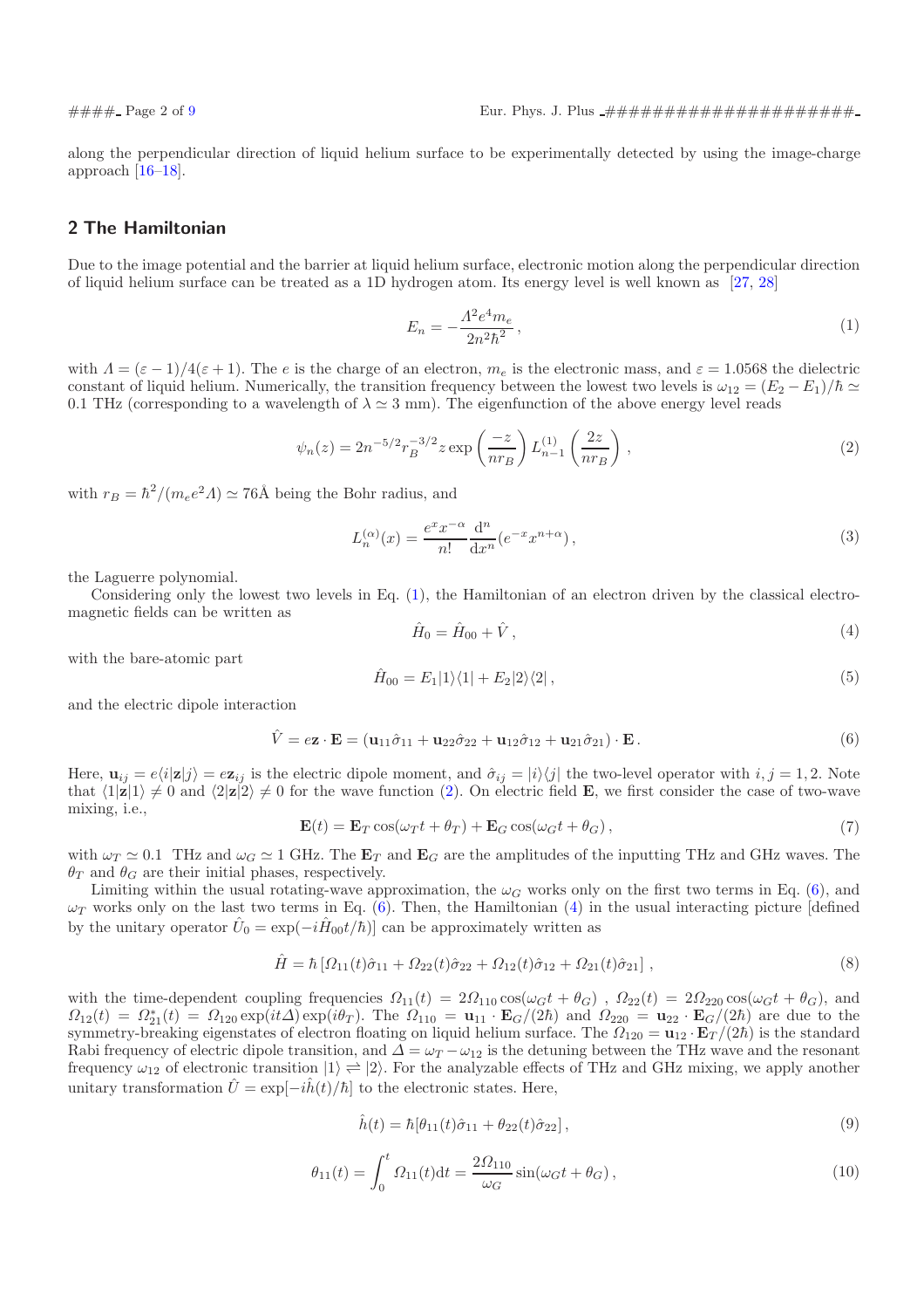along the perpendicular direction of liquid helium surface to be experimentally detected by using the image-charge approach [16–18].

## 2 The Hamiltonian

Due to the image potential and the barrier at liquid helium surface, electronic motion along the perpendicular direction of liquid helium surface can be treated as a 1D hydrogen atom. Its energy level is well known as [27, 28]

$$E_n = -\frac{\Lambda^2 e^4 m_e}{2n^2\hbar^2}\,, \tag{1}$$

with $\Lambda = (\varepsilon - 1)/4(\varepsilon + 1)$. The $e$ is the charge of an electron, $m_e$ is the electronic mass, and $\varepsilon = 1.0568$ the dielectric constant of liquid helium. Numerically, the transition frequency between the lowest two levels is $\omega_{12} = (E_2 - E_1)/\hbar \simeq 0.1$ THz (corresponding to a wavelength of $\lambda \simeq 3$ mm). The eigenfunction of the above energy level reads

$$\psi_n(z) = 2n^{-5/2} r_B^{-3/2} z \exp\left(\frac{-z}{nr_B}\right) L_{n-1}^{(1)}\left(\frac{2z}{nr_B}\right), \tag{2}$$

with $r_B = \hbar^2/(m_e e^2 \Lambda) \simeq 76$Å being the Bohr radius, and

$$L_n^{(\alpha)}(x) = \frac{e^x x^{-\alpha}}{n!}\frac{\mathrm{d}^n}{\mathrm{d}x^n}(e^{-x}x^{n+\alpha})\,, \tag{3}$$

the Laguerre polynomial.

Considering only the lowest two levels in Eq. (1), the Hamiltonian of an electron driven by the classical electromagnetic fields can be written as

$$\hat{H}_0 = \hat{H}_{00} + \hat{V}\,, \tag{4}$$

with the bare-atomic part

$$\hat{H}_{00} = E_1|1\rangle\langle 1| + E_2|2\rangle\langle 2|\,, \tag{5}$$

and the electric dipole interaction

$$\hat{V} = e\mathbf{z}\cdot\mathbf{E} = (\mathbf{u}_{11}\hat{\sigma}_{11} + \mathbf{u}_{22}\hat{\sigma}_{22} + \mathbf{u}_{12}\hat{\sigma}_{12} + \mathbf{u}_{21}\hat{\sigma}_{21})\cdot\mathbf{E}\,. \tag{6}$$

Here, $\mathbf{u}_{ij} = e\langle i|\mathbf{z}|j\rangle = e\mathbf{z}_{ij}$ is the electric dipole moment, and $\hat{\sigma}_{ij} = |i\rangle\langle j|$ the two-level operator with $i, j = 1, 2$. Note that $\langle 1|\mathbf{z}|1\rangle \neq 0$ and $\langle 2|\mathbf{z}|2\rangle \neq 0$ for the wave function (2). On electric field $\mathbf{E}$, we first consider the case of two-wave mixing, i.e.,

$$\mathbf{E}(t) = \mathbf{E}_T\cos(\omega_T t + \theta_T) + \mathbf{E}_G\cos(\omega_G t + \theta_G)\,, \tag{7}$$

with $\omega_T \simeq 0.1$ THz and $\omega_G \simeq 1$ GHz. The $\mathbf{E}_T$ and $\mathbf{E}_G$ are the amplitudes of the inputting THz and GHz waves. The $\theta_T$ and $\theta_G$ are their initial phases, respectively.

Limiting within the usual rotating-wave approximation, the $\omega_G$ works only on the first two terms in Eq. (6), and $\omega_T$ works only on the last two terms in Eq. (6). Then, the Hamiltonian (4) in the usual interacting picture [defined by the unitary operator $\hat{U}_0 = \exp(-i\hat{H}_{00}t/\hbar)$] can be approximately written as

$$\hat{H} = \hbar\left[\Omega_{11}(t)\hat{\sigma}_{11} + \Omega_{22}(t)\hat{\sigma}_{22} + \Omega_{12}(t)\hat{\sigma}_{12} + \Omega_{21}(t)\hat{\sigma}_{21}\right], \tag{8}$$

with the time-dependent coupling frequencies $\Omega_{11}(t) = 2\Omega_{110}\cos(\omega_G t + \theta_G)$ , $\Omega_{22}(t) = 2\Omega_{220}\cos(\omega_G t + \theta_G)$, and $\Omega_{12}(t) = \Omega_{21}^*(t) = \Omega_{120}\exp(it\Delta)\exp(i\theta_T)$. The $\Omega_{110} = \mathbf{u}_{11}\cdot\mathbf{E}_G/(2\hbar)$ and $\Omega_{220} = \mathbf{u}_{22}\cdot\mathbf{E}_G/(2\hbar)$ are due to the symmetry-breaking eigenstates of electron floating on liquid helium surface. The $\Omega_{120} = \mathbf{u}_{12}\cdot\mathbf{E}_T/(2\hbar)$ is the standard Rabi frequency of electric dipole transition, and $\Delta = \omega_T - \omega_{12}$ is the detuning between the THz wave and the resonant frequency $\omega_{12}$ of electronic transition $|1\rangle \rightleftharpoons |2\rangle$. For the analyzable effects of THz and GHz mixing, we apply another unitary transformation $\hat{U} = \exp[-i\hat{h}(t)/\hbar]$ to the electronic states. Here,

$$\hat{h}(t) = \hbar[\theta_{11}(t)\hat{\sigma}_{11} + \theta_{22}(t)\hat{\sigma}_{22}]\,, \tag{9}$$

$$\theta_{11}(t) = \int_0^t \Omega_{11}(t)\mathrm{d}t = \frac{2\Omega_{110}}{\omega_G}\sin(\omega_G t + \theta_G)\,, \tag{10}$$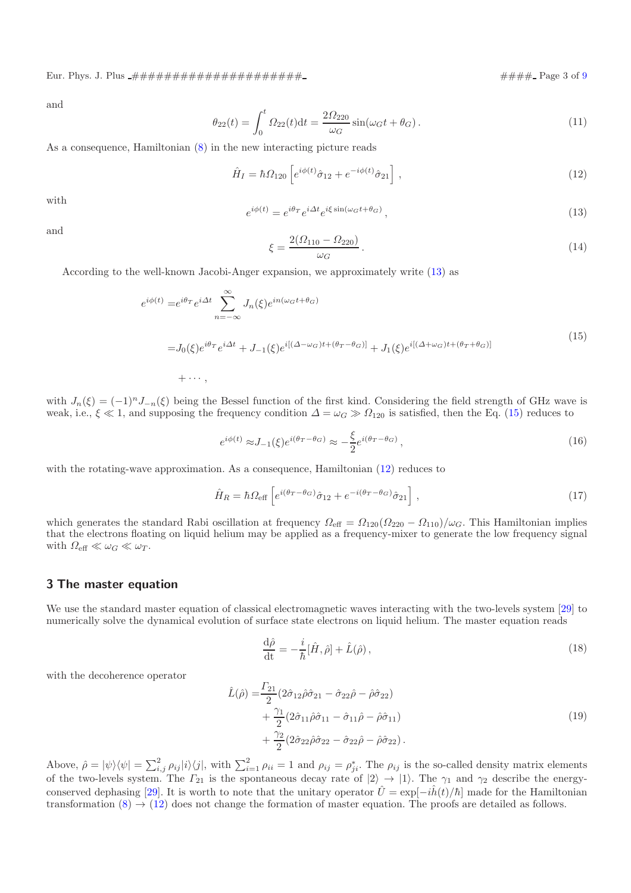and

$$\theta_{22}(t) = \int_0^t \Omega_{22}(t)\mathrm{d}t = \frac{2\Omega_{220}}{\omega_G}\sin(\omega_G t + \theta_G)\,. \tag{11}$$

As a consequence, Hamiltonian (8) in the new interacting picture reads

$$\hat{H}_I = \hbar\Omega_{120}\left[e^{i\phi(t)}\hat{\sigma}_{12} + e^{-i\phi(t)}\hat{\sigma}_{21}\right]\,, \tag{12}$$

with

$$e^{i\phi(t)} = e^{i\theta_T}e^{i\Delta t}e^{i\xi\sin(\omega_G t+\theta_G)}\,, \tag{13}$$

and

$$\xi = \frac{2(\Omega_{110} - \Omega_{220})}{\omega_G}\,. \tag{14}$$

According to the well-known Jacobi-Anger expansion, we approximately write (13) as

$$\begin{aligned}
e^{i\phi(t)} =& e^{i\theta_T}e^{i\Delta t}\sum_{n=-\infty}^{\infty}J_n(\xi)e^{in(\omega_G t+\theta_G)} \\
=& J_0(\xi)e^{i\theta_T}e^{i\Delta t} + J_{-1}(\xi)e^{i[(\Delta-\omega_G)t+(\theta_T-\theta_G)]} + J_1(\xi)e^{i[(\Delta+\omega_G)t+(\theta_T+\theta_G)]} \\
&+ \cdots\,,
\end{aligned} \tag{15}$$

with $J_n(\xi) = (-1)^n J_{-n}(\xi)$ being the Bessel function of the first kind. Considering the field strength of GHz wave is weak, i.e., $\xi \ll 1$, and supposing the frequency condition $\Delta = \omega_G \gg \Omega_{120}$ is satisfied, then the Eq. (15) reduces to

$$e^{i\phi(t)} \approx J_{-1}(\xi)e^{i(\theta_T-\theta_G)} \approx -\frac{\xi}{2}e^{i(\theta_T-\theta_G)}\,, \tag{16}$$

with the rotating-wave approximation. As a consequence, Hamiltonian (12) reduces to

$$\hat{H}_R = \hbar\Omega_{\mathrm{eff}}\left[e^{i(\theta_T-\theta_G)}\hat{\sigma}_{12} + e^{-i(\theta_T-\theta_G)}\hat{\sigma}_{21}\right]\,, \tag{17}$$

which generates the standard Rabi oscillation at frequency $\Omega_{\mathrm{eff}} = \Omega_{120}(\Omega_{220} - \Omega_{110})/\omega_G$. This Hamiltonian implies that the electrons floating on liquid helium may be applied as a frequency-mixer to generate the low frequency signal with $\Omega_{\mathrm{eff}} \ll \omega_G \ll \omega_T$.

## 3 The master equation

We use the standard master equation of classical electromagnetic waves interacting with the two-levels system [29] to numerically solve the dynamical evolution of surface state electrons on liquid helium. The master equation reads

$$\frac{\mathrm{d}\hat{\rho}}{\mathrm{dt}} = -\frac{i}{\hbar}[\hat{H},\hat{\rho}] + \hat{L}(\hat{\rho})\,, \tag{18}$$

with the decoherence operator

$$\begin{aligned}
\hat{L}(\hat{\rho}) =& \frac{\Gamma_{21}}{2}(2\hat{\sigma}_{12}\hat{\rho}\hat{\sigma}_{21} - \hat{\sigma}_{22}\hat{\rho} - \hat{\rho}\hat{\sigma}_{22}) \\
&+ \frac{\gamma_1}{2}(2\hat{\sigma}_{11}\hat{\rho}\hat{\sigma}_{11} - \hat{\sigma}_{11}\hat{\rho} - \hat{\rho}\hat{\sigma}_{11}) \\
&+ \frac{\gamma_2}{2}(2\hat{\sigma}_{22}\hat{\rho}\hat{\sigma}_{22} - \hat{\sigma}_{22}\hat{\rho} - \hat{\rho}\hat{\sigma}_{22})\,.
\end{aligned} \tag{19}$$

Above, $\hat{\rho} = |\psi\rangle\langle\psi| = \sum_{i,j}^{2}\rho_{ij}|i\rangle\langle j|$, with $\sum_{i=1}^{2}\rho_{ii} = 1$ and $\rho_{ij} = \rho_{ji}^*$. The $\rho_{ij}$ is the so-called density matrix elements of the two-levels system. The $\Gamma_{21}$ is the spontaneous decay rate of $|2\rangle \to |1\rangle$. The $\gamma_1$ and $\gamma_2$ describe the energy-conserved dephasing [29]. It is worth to note that the unitary operator $\hat{U} = \exp[-i\hat{h}(t)/\hbar]$ made for the Hamiltonian transformation (8) $\to$ (12) does not change the formation of master equation. The proofs are detailed as follows.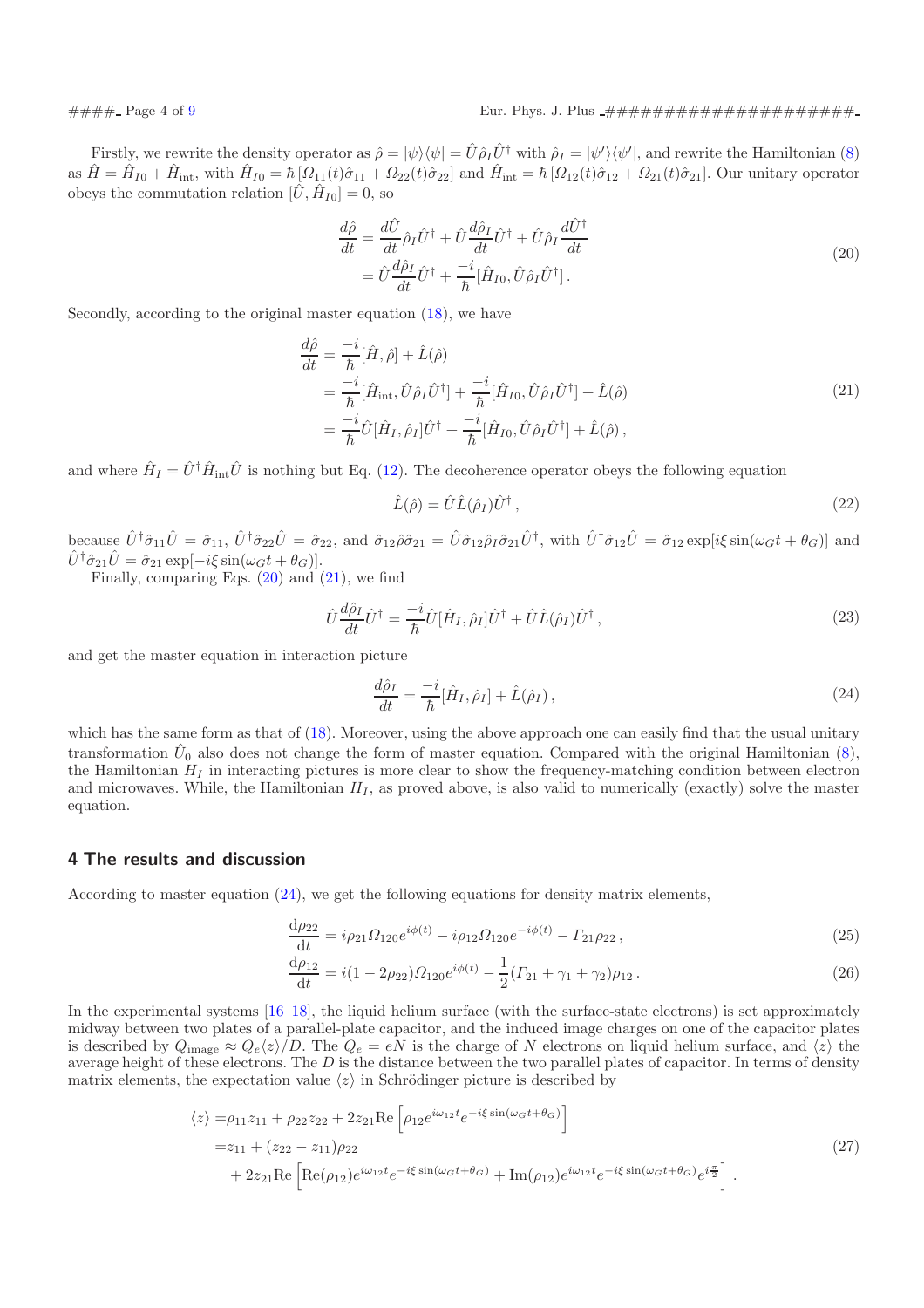Firstly, we rewrite the density operator as $\hat{\rho} = |\psi\rangle\langle\psi| = \hat{U}\hat{\rho}_I\hat{U}^\dagger$ with $\hat{\rho}_I = |\psi'\rangle\langle\psi'|$, and rewrite the Hamiltonian (8) as $\hat{H} = \hat{H}_{I0} + \hat{H}_{\rm int}$, with $\hat{H}_{I0} = \hbar\left[\Omega_{11}(t)\hat{\sigma}_{11} + \Omega_{22}(t)\hat{\sigma}_{22}\right]$ and $\hat{H}_{\rm int} = \hbar\left[\Omega_{12}(t)\hat{\sigma}_{12} + \Omega_{21}(t)\hat{\sigma}_{21}\right]$. Our unitary operator obeys the commutation relation $[\hat{U}, \hat{H}_{I0}] = 0$, so

$$
\begin{aligned}
\frac{d\hat{\rho}}{dt} &= \frac{d\hat{U}}{dt}\hat{\rho}_I\hat{U}^\dagger + \hat{U}\frac{d\hat{\rho}_I}{dt}\hat{U}^\dagger + \hat{U}\hat{\rho}_I\frac{d\hat{U}^\dagger}{dt} \\
&= \hat{U}\frac{d\hat{\rho}_I}{dt}\hat{U}^\dagger + \frac{-i}{\hbar}[\hat{H}_{I0}, \hat{U}\hat{\rho}_I\hat{U}^\dagger].
\end{aligned} \tag{20}
$$

Secondly, according to the original master equation (18), we have

$$
\begin{aligned}
\frac{d\hat{\rho}}{dt} &= \frac{-i}{\hbar}[\hat{H}, \hat{\rho}] + \hat{L}(\hat{\rho}) \\
&= \frac{-i}{\hbar}[\hat{H}_{\rm int}, \hat{U}\hat{\rho}_I\hat{U}^\dagger] + \frac{-i}{\hbar}[\hat{H}_{I0}, \hat{U}\hat{\rho}_I\hat{U}^\dagger] + \hat{L}(\hat{\rho}) \\
&= \frac{-i}{\hbar}\hat{U}[\hat{H}_I, \hat{\rho}_I]\hat{U}^\dagger + \frac{-i}{\hbar}[\hat{H}_{I0}, \hat{U}\hat{\rho}_I\hat{U}^\dagger] + \hat{L}(\hat{\rho}),
\end{aligned} \tag{21}
$$

and where $\hat{H}_I = \hat{U}^\dagger\hat{H}_{\rm int}\hat{U}$ is nothing but Eq. (12). The decoherence operator obeys the following equation

$$
\hat{L}(\hat{\rho}) = \hat{U}\hat{L}(\hat{\rho}_I)\hat{U}^\dagger, \tag{22}
$$

because $\hat{U}^\dagger\hat{\sigma}_{11}\hat{U} = \hat{\sigma}_{11}$, $\hat{U}^\dagger\hat{\sigma}_{22}\hat{U} = \hat{\sigma}_{22}$, and $\hat{\sigma}_{12}\hat{\rho}\hat{\sigma}_{21} = \hat{U}\hat{\sigma}_{12}\hat{\rho}_I\hat{\sigma}_{21}\hat{U}^\dagger$, with $\hat{U}^\dagger\hat{\sigma}_{12}\hat{U} = \hat{\sigma}_{12}\exp[i\xi\sin(\omega_G t + \theta_G)]$ and $\hat{U}^\dagger\hat{\sigma}_{21}\hat{U} = \hat{\sigma}_{21}\exp[-i\xi\sin(\omega_G t + \theta_G)]$.

Finally, comparing Eqs. (20) and (21), we find

$$
\hat{U}\frac{d\hat{\rho}_I}{dt}\hat{U}^\dagger = \frac{-i}{\hbar}\hat{U}[\hat{H}_I, \hat{\rho}_I]\hat{U}^\dagger + \hat{U}\hat{L}(\hat{\rho}_I)\hat{U}^\dagger, \tag{23}
$$

and get the master equation in interaction picture

$$
\frac{d\hat{\rho}_I}{dt} = \frac{-i}{\hbar}[\hat{H}_I, \hat{\rho}_I] + \hat{L}(\hat{\rho}_I), \tag{24}
$$

which has the same form as that of (18). Moreover, using the above approach one can easily find that the usual unitary transformation $\hat{U}_0$ also does not change the form of master equation. Compared with the original Hamiltonian (8), the Hamiltonian $H_I$ in interacting pictures is more clear to show the frequency-matching condition between electron and microwaves. While, the Hamiltonian $H_I$, as proved above, is also valid to numerically (exactly) solve the master equation.

## 4 The results and discussion

According to master equation (24), we get the following equations for density matrix elements,

$$
\frac{\mathrm{d}\rho_{22}}{\mathrm{d}t} = i\rho_{21}\Omega_{120}e^{i\phi(t)} - i\rho_{12}\Omega_{120}e^{-i\phi(t)} - \Gamma_{21}\rho_{22}, \tag{25}
$$

$$
\frac{\mathrm{d}\rho_{12}}{\mathrm{d}t} = i(1 - 2\rho_{22})\Omega_{120}e^{i\phi(t)} - \frac{1}{2}(\Gamma_{21} + \gamma_1 + \gamma_2)\rho_{12}. \tag{26}
$$

In the experimental systems [16–18], the liquid helium surface (with the surface-state electrons) is set approximately midway between two plates of a parallel-plate capacitor, and the induced image charges on one of the capacitor plates is described by $Q_{\rm image} \approx Q_e\langle z\rangle/D$. The $Q_e = eN$ is the charge of $N$ electrons on liquid helium surface, and $\langle z\rangle$ the average height of these electrons. The $D$ is the distance between the two parallel plates of capacitor. In terms of density matrix elements, the expectation value $\langle z\rangle$ in Schrödinger picture is described by

$$
\begin{aligned}
\langle z\rangle =& \rho_{11}z_{11} + \rho_{22}z_{22} + 2z_{21}\mathrm{Re}\left[\rho_{12}e^{i\omega_{12}t}e^{-i\xi\sin(\omega_G t + \theta_G)}\right] \\
=& z_{11} + (z_{22} - z_{11})\rho_{22} \\
&+ 2z_{21}\mathrm{Re}\left[\mathrm{Re}(\rho_{12})e^{i\omega_{12}t}e^{-i\xi\sin(\omega_G t + \theta_G)} + \mathrm{Im}(\rho_{12})e^{i\omega_{12}t}e^{-i\xi\sin(\omega_G t + \theta_G)}e^{i\frac{\pi}{2}}\right].
\end{aligned} \tag{27}
$$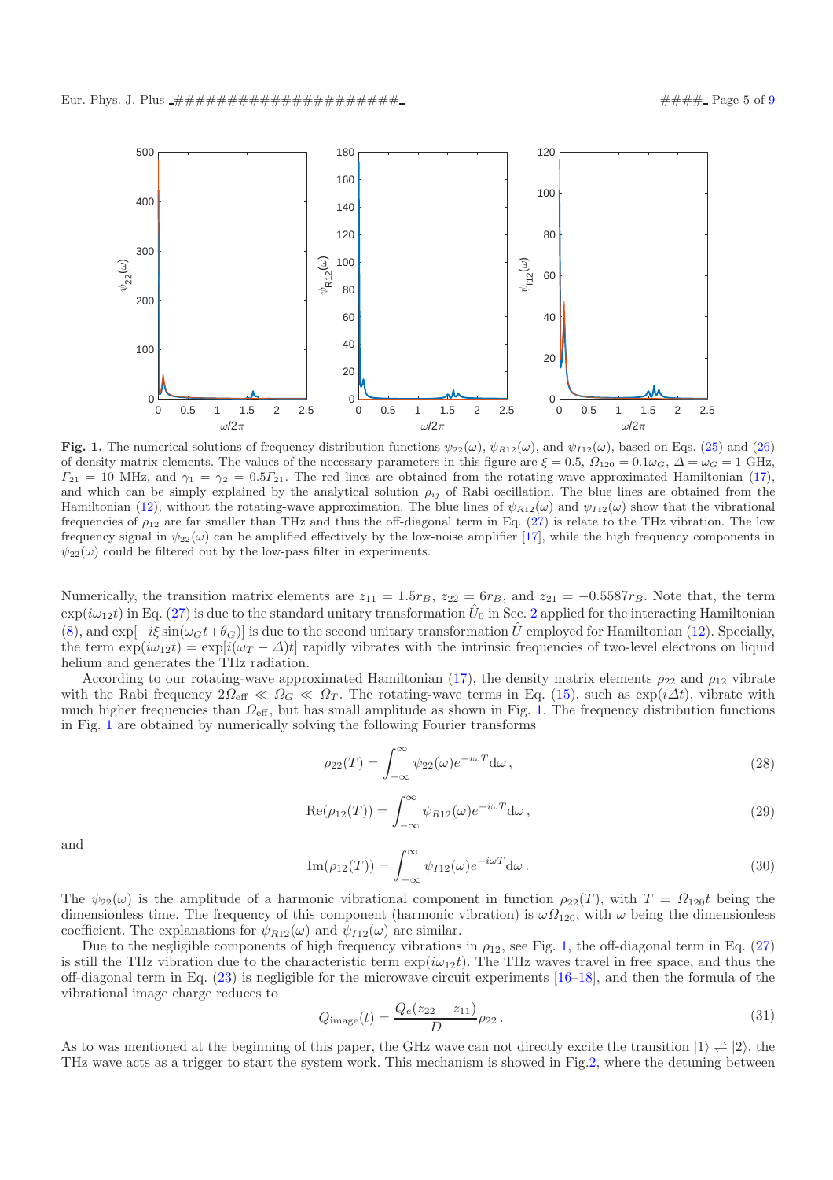**Fig. 1.** The numerical solutions of frequency distribution functions $\psi_{22}(\omega)$, $\psi_{R12}(\omega)$, and $\psi_{I12}(\omega)$, based on Eqs. (25) and (26) of density matrix elements. The values of the necessary parameters in this figure are $\xi = 0.5$, $\Omega_{120} = 0.1\omega_G$, $\Delta = \omega_G = 1$ GHz, $\Gamma_{21} = 10$ MHz, and $\gamma_1 = \gamma_2 = 0.5\Gamma_{21}$. The red lines are obtained from the rotating-wave approximated Hamiltonian (17), and which can be simply explained by the analytical solution $\rho_{ij}$ of Rabi oscillation. The blue lines are obtained from the Hamiltonian (12), without the rotating-wave approximation. The blue lines of $\psi_{R12}(\omega)$ and $\psi_{I12}(\omega)$ show that the vibrational frequencies of $\rho_{12}$ are far smaller than THz and thus the off-diagonal term in Eq. (27) is relate to the THz vibration. The low frequency signal in $\psi_{22}(\omega)$ can be amplified effectively by the low-noise amplifier [17], while the high frequency components in $\psi_{22}(\omega)$ could be filtered out by the low-pass filter in experiments.

Numerically, the transition matrix elements are $z_{11} = 1.5r_B$, $z_{22} = 6r_B$, and $z_{21} = -0.5587r_B$. Note that, the term $\exp(i\omega_{12}t)$ in Eq. (27) is due to the standard unitary transformation $\hat{U}_0$ in Sec. 2 applied for the interacting Hamiltonian (8), and $\exp[-i\xi\sin(\omega_G t+\theta_G)]$ is due to the second unitary transformation $\hat{U}$ employed for Hamiltonian (12). Specially, the term $\exp(i\omega_{12}t) = \exp[i(\omega_T - \Delta)t]$ rapidly vibrates with the intrinsic frequencies of two-level electrons on liquid helium and generates the THz radiation.

According to our rotating-wave approximated Hamiltonian (17), the density matrix elements $\rho_{22}$ and $\rho_{12}$ vibrate with the Rabi frequency $2\Omega_{\text{eff}} \ll \Omega_G \ll \Omega_T$. The rotating-wave terms in Eq. (15), such as $\exp(i\Delta t)$, vibrate with much higher frequencies than $\Omega_{\text{eff}}$, but has small amplitude as shown in Fig. 1. The frequency distribution functions in Fig. 1 are obtained by numerically solving the following Fourier transforms

$$\rho_{22}(T) = \int_{-\infty}^{\infty} \psi_{22}(\omega) e^{-i\omega T} \mathrm{d}\omega\,, \tag{28}$$

$$\mathrm{Re}(\rho_{12}(T)) = \int_{-\infty}^{\infty} \psi_{R12}(\omega) e^{-i\omega T} \mathrm{d}\omega\,, \tag{29}$$

and

$$\mathrm{Im}(\rho_{12}(T)) = \int_{-\infty}^{\infty} \psi_{I12}(\omega) e^{-i\omega T} \mathrm{d}\omega\,. \tag{30}$$

The $\psi_{22}(\omega)$ is the amplitude of a harmonic vibrational component in function $\rho_{22}(T)$, with $T = \Omega_{120}t$ being the dimensionless time. The frequency of this component (harmonic vibration) is $\omega\Omega_{120}$, with $\omega$ being the dimensionless coefficient. The explanations for $\psi_{R12}(\omega)$ and $\psi_{I12}(\omega)$ are similar.

Due to the negligible components of high frequency vibrations in $\rho_{12}$, see Fig. 1, the off-diagonal term in Eq. (27) is still the THz vibration due to the characteristic term $\exp(i\omega_{12}t)$. The THz waves travel in free space, and thus the off-diagonal term in Eq. (23) is negligible for the microwave circuit experiments [16–18], and then the formula of the vibrational image charge reduces to

$$Q_{\text{image}}(t) = \frac{Q_e(z_{22} - z_{11})}{D}\rho_{22}\,. \tag{31}$$

As to was mentioned at the beginning of this paper, the GHz wave can not directly excite the transition $|1\rangle \rightleftharpoons |2\rangle$, the THz wave acts as a trigger to start the system work. This mechanism is showed in Fig.2, where the detuning between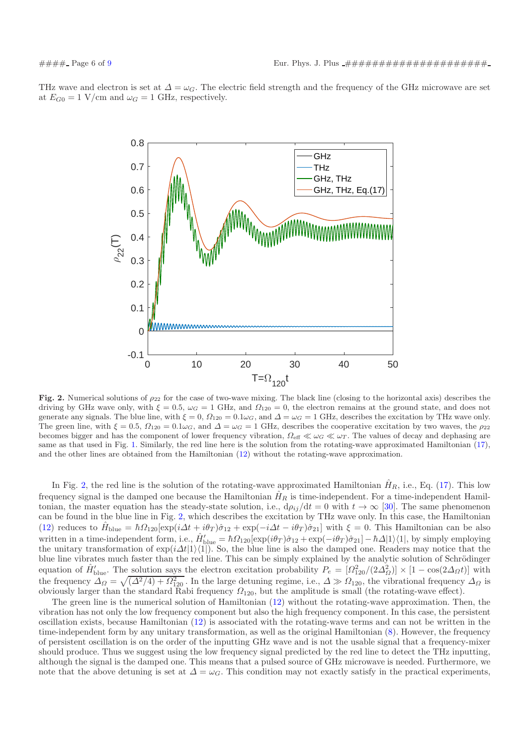THz wave and electron is set at $\Delta = \omega_G$. The electric field strength and the frequency of the GHz microwave are set at $E_{G0} = 1$ V/cm and $\omega_G = 1$ GHz, respectively.

**Fig. 2.** Numerical solutions of $\rho_{22}$ for the case of two-wave mixing. The black line (closing to the horizontal axis) describes the driving by GHz wave only, with $\xi = 0.5$, $\omega_G = 1$ GHz, and $\Omega_{120} = 0$, the electron remains at the ground state, and does not generate any signals. The blue line, with $\xi = 0$, $\Omega_{120} = 0.1\omega_G$, and $\Delta = \omega_G = 1$ GHz, describes the excitation by THz wave only. The green line, with $\xi = 0.5$, $\Omega_{120} = 0.1\omega_G$, and $\Delta = \omega_G = 1$ GHz, describes the cooperative excitation by two waves, the $\rho_{22}$ becomes bigger and has the component of lower frequency vibration, $\Omega_{\mathrm{eff}} \ll \omega_G \ll \omega_T$. The values of decay and dephasing are same as that used in Fig. 1. Similarly, the red line here is the solution from the rotating-wave approximated Hamiltonian (17), and the other lines are obtained from the Hamiltonian (12) without the rotating-wave approximation.

In Fig. 2, the red line is the solution of the rotating-wave approximated Hamiltonian $\hat{H}_R$, i.e., Eq. (17). This low frequency signal is the damped one because the Hamiltonian $\hat{H}_R$ is time-independent. For a time-independent Hamiltonian, the master equation has the steady-state solution, i.e., $\mathrm{d}\rho_{ij}/\mathrm{d}t = 0$ with $t \to \infty$ [30]. The same phenomenon can be found in the blue line in Fig. 2, which describes the excitation by THz wave only. In this case, the Hamiltonian (12) reduces to $\hat{H}_{\mathrm{blue}} = \hbar\Omega_{120}[\exp(i\Delta t + i\theta_T)\hat{\sigma}_{12} + \exp(-i\Delta t - i\theta_T)\hat{\sigma}_{21}]$ with $\xi = 0$. This Hamiltonian can be also written in a time-independent form, i.e., $\hat{H}'_{\mathrm{blue}} = \hbar\Omega_{120}[\exp(i\theta_T)\hat{\sigma}_{12} + \exp(-i\theta_T)\hat{\sigma}_{21}] - \hbar\Delta|1\rangle\langle 1|$, by simply employing the unitary transformation of $\exp(i\Delta t|1\rangle\langle 1|)$. So, the blue line is also the damped one. Readers may notice that the blue line vibrates much faster than the red line. This can be simply explained by the analytic solution of Schrödinger equation of $\hat{H}'_{\mathrm{blue}}$. The solution says the electron excitation probability $P_e = [\Omega_{120}^2/(2\Delta_\Omega^2)] \times [1 - \cos(2\Delta_\Omega t)]$ with the frequency $\Delta_\Omega = \sqrt{(\Delta^2/4) + \Omega_{120}^2}$. In the large detuning regime, i.e., $\Delta \gg \Omega_{120}$, the vibrational frequency $\Delta_\Omega$ is obviously larger than the standard Rabi frequency $\Omega_{120}$, but the amplitude is small (the rotating-wave effect).

The green line is the numerical solution of Hamiltonian (12) without the rotating-wave approximation. Then, the vibration has not only the low frequency component but also the high frequency component. In this case, the persistent oscillation exists, because Hamiltonian (12) is associated with the rotating-wave terms and can not be written in the time-independent form by any unitary transformation, as well as the original Hamiltonian (8). However, the frequency of persistent oscillation is on the order of the inputting GHz wave and is not the usable signal that a frequency-mixer should produce. Thus we suggest using the low frequency signal predicted by the red line to detect the THz inputting, although the signal is the damped one. This means that a pulsed source of GHz microwave is needed. Furthermore, we note that the above detuning is set at $\Delta = \omega_G$. This condition may not exactly satisfy in the practical experiments,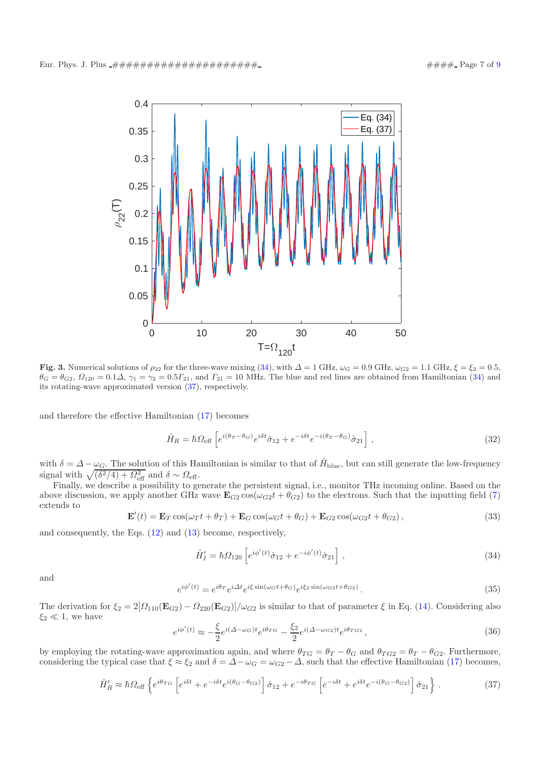**Fig. 3.** Numerical solutions of $\rho_{22}$ for the three-wave mixing (34), with $\Delta = 1$ GHz, $\omega_G = 0.9$ GHz, $\omega_{G2} = 1.1$ GHz, $\xi = \xi_2 = 0.5$, $\theta_G = \theta_{G2}$, $\Omega_{120} = 0.1\Delta$, $\gamma_1 = \gamma_2 = 0.5\Gamma_{21}$, and $\Gamma_{21} = 10$ MHz. The blue and red lines are obtained from Hamiltonian (34) and its rotating-wave approximated version (37), respectively.

and therefore the effective Hamiltonian (17) becomes

$$\hat{H}_R = \hbar\Omega_{\text{eff}}\left[e^{i(\theta_T-\theta_G)}e^{i\delta t}\hat{\sigma}_{12} + e^{-i\delta t}e^{-i(\theta_T-\theta_G)}\hat{\sigma}_{21}\right], \tag{32}$$

with $\delta = \Delta - \omega_G$. The solution of this Hamiltonian is similar to that of $\hat{H}_{\text{blue}}$, but can still generate the low-frequency signal with $\sqrt{(\delta^2/4) + \Omega_{\text{eff}}^2}$ and $\delta \sim \Omega_{\text{eff}}$.

Finally, we describe a possibility to generate the persistent signal, i.e., monitor THz incoming online. Based on the above discussion, we apply another GHz wave $\mathbf{E}_{G2}\cos(\omega_{G2}t + \theta_{G2})$ to the electrons. Such that the inputting field (7) extends to

$$\mathbf{E}'(t) = \mathbf{E}_T\cos(\omega_T t + \theta_T) + \mathbf{E}_G\cos(\omega_G t + \theta_G) + \mathbf{E}_{G2}\cos(\omega_{G2}t + \theta_{G2}), \tag{33}$$

and consequently, the Eqs. (12) and (13) become, respectively,

$$\hat{H}'_I = \hbar\Omega_{120}\left[e^{i\phi'(t)}\hat{\sigma}_{12} + e^{-i\phi'(t)}\hat{\sigma}_{21}\right], \tag{34}$$

and

$$e^{i\phi'(t)} = e^{i\theta_T}e^{i\Delta t}e^{i\xi\sin(\omega_G t+\theta_G)}e^{i\xi_2\sin(\omega_{G2}t+\theta_{G2})}. \tag{35}$$

The derivation for $\xi_2 = 2[\Omega_{110}(\mathbf{E}_{G2}) - \Omega_{220}(\mathbf{E}_{G2})]/\omega_{G2}$ is similar to that of parameter $\xi$ in Eq. (14). Considering also $\xi_2 \ll 1$, we have

$$e^{i\phi'(t)} \approx -\frac{\xi}{2}e^{i(\Delta-\omega_G)t}e^{i\theta_{TG}} - \frac{\xi_2}{2}e^{i(\Delta-\omega_{G2})t}e^{i\theta_{TG2}}, \tag{36}$$

by employing the rotating-wave approximation again, and where $\theta_{TG} = \theta_T - \theta_G$ and $\theta_{TG2} = \theta_T - \theta_{G2}$. Furthermore, considering the typical case that $\xi \approx \xi_2$ and $\delta = \Delta - \omega_G = \omega_{G2} - \Delta$, such that the effective Hamiltonian (17) becomes,

$$\hat{H}'_R \approx \hbar\Omega_{\text{eff}}\left\{e^{i\theta_{TG}}\left[e^{i\delta t} + e^{-i\delta t}e^{i(\theta_G-\theta_{G2})}\right]\hat{\sigma}_{12} + e^{-i\theta_{TG}}\left[e^{-i\delta t} + e^{i\delta t}e^{-i(\theta_G-\theta_{G2})}\right]\hat{\sigma}_{21}\right\}. \tag{37}$$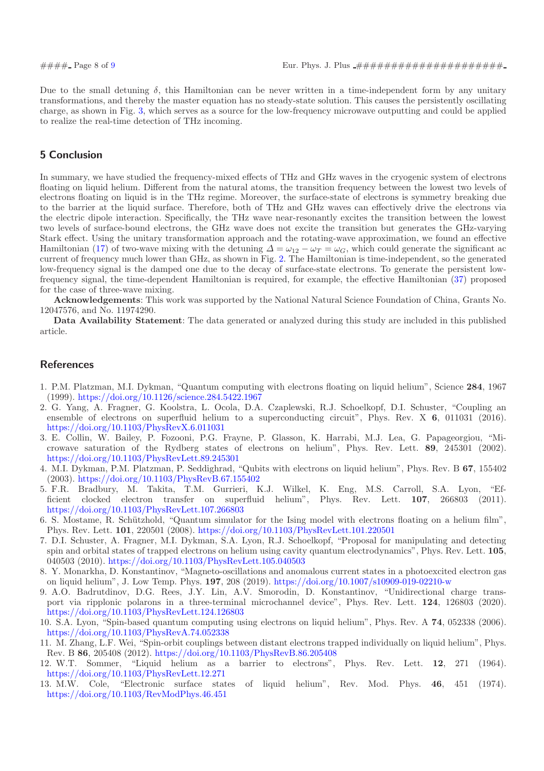Due to the small detuning $\delta$, this Hamiltonian can be never written in a time-independent form by any unitary transformations, and thereby the master equation has no steady-state solution. This causes the persistently oscillating charge, as shown in Fig. 3, which serves as a source for the low-frequency microwave outputting and could be applied to realize the real-time detection of THz incoming.

## 5 Conclusion

In summary, we have studied the frequency-mixed effects of THz and GHz waves in the cryogenic system of electrons floating on liquid helium. Different from the natural atoms, the transition frequency between the lowest two levels of electrons floating on liquid is in the THz regime. Moreover, the surface-state of electrons is symmetry breaking due to the barrier at the liquid surface. Therefore, both of THz and GHz waves can effectively drive the electrons via the electric dipole interaction. Specifically, the THz wave near-resonantly excites the transition between the lowest two levels of surface-bound electrons, the GHz wave does not excite the transition but generates the GHz-varying Stark effect. Using the unitary transformation approach and the rotating-wave approximation, we found an effective Hamiltonian (17) of two-wave mixing with the detuning $\Delta = \omega_{12} - \omega_T = \omega_G$, which could generate the significant ac current of frequency much lower than GHz, as shown in Fig. 2. The Hamiltonian is time-independent, so the generated low-frequency signal is the damped one due to the decay of surface-state electrons. To generate the persistent low-frequency signal, the time-dependent Hamiltonian is required, for example, the effective Hamiltonian (37) proposed for the case of three-wave mixing.

**Acknowledgements**: This work was supported by the National Natural Science Foundation of China, Grants No. 12047576, and No. 11974290.

**Data Availability Statement**: The data generated or analyzed during this study are included in this published article.

## References

1. P.M. Platzman, M.I. Dykman, "Quantum computing with electrons floating on liquid helium", Science **284**, 1967 (1999). https://doi.org/10.1126/science.284.5422.1967
2. G. Yang, A. Fragner, G. Koolstra, L. Ocola, D.A. Czaplewski, R.J. Schoelkopf, D.I. Schuster, "Coupling an ensemble of electrons on superfluid helium to a superconducting circuit", Phys. Rev. X **6**, 011031 (2016). https://doi.org/10.1103/PhysRevX.6.011031
3. E. Collin, W. Bailey, P. Fozooni, P.G. Frayne, P. Glasson, K. Harrabi, M.J. Lea, G. Papageorgiou, "Microwave saturation of the Rydberg states of electrons on helium", Phys. Rev. Lett. **89**, 245301 (2002). https://doi.org/10.1103/PhysRevLett.89.245301
4. M.I. Dykman, P.M. Platzman, P. Seddighrad, "Qubits with electrons on liquid helium", Phys. Rev. B **67**, 155402 (2003). https://doi.org/10.1103/PhysRevB.67.155402
5. F.R. Bradbury, M. Takita, T.M. Gurrieri, K.J. Wilkel, K. Eng, M.S. Carroll, S.A. Lyon, "Efficient clocked electron transfer on superfluid helium", Phys. Rev. Lett. **107**, 266803 (2011). https://doi.org/10.1103/PhysRevLett.107.266803
6. S. Mostame, R. Schützhold, "Quantum simulator for the Ising model with electrons floating on a helium film", Phys. Rev. Lett. **101**, 220501 (2008). https://doi.org/10.1103/PhysRevLett.101.220501
7. D.I. Schuster, A. Fragner, M.I. Dykman, S.A. Lyon, R.J. Schoelkopf, "Proposal for manipulating and detecting spin and orbital states of trapped electrons on helium using cavity quantum electrodynamics", Phys. Rev. Lett. **105**, 040503 (2010). https://doi.org/10.1103/PhysRevLett.105.040503
8. Y. Monarkha, D. Konstantinov, "Magneto-oscillations and anomalous current states in a photoexcited electron gas on liquid helium", J. Low Temp. Phys. **197**, 208 (2019). https://doi.org/10.1007/s10909-019-02210-w
9. A.O. Badrutdinov, D.G. Rees, J.Y. Lin, A.V. Smorodin, D. Konstantinov, "Unidirectional charge transport via ripplonic polarons in a three-terminal microchannel device", Phys. Rev. Lett. **124**, 126803 (2020). https://doi.org/10.1103/PhysRevLett.124.126803
10. S.A. Lyon, "Spin-based quantum computing using electrons on liquid helium", Phys. Rev. A **74**, 052338 (2006). https://doi.org/10.1103/PhysRevA.74.052338
11. M. Zhang, L.F. Wei, "Spin-orbit couplings between distant electrons trapped individually on liquid helium", Phys. Rev. B **86**, 205408 (2012). https://doi.org/10.1103/PhysRevB.86.205408
12. W.T. Sommer, "Liquid helium as a barrier to electrons", Phys. Rev. Lett. **12**, 271 (1964). https://doi.org/10.1103/PhysRevLett.12.271
13. M.W. Cole, "Electronic surface states of liquid helium", Rev. Mod. Phys. **46**, 451 (1974). https://doi.org/10.1103/RevModPhys.46.451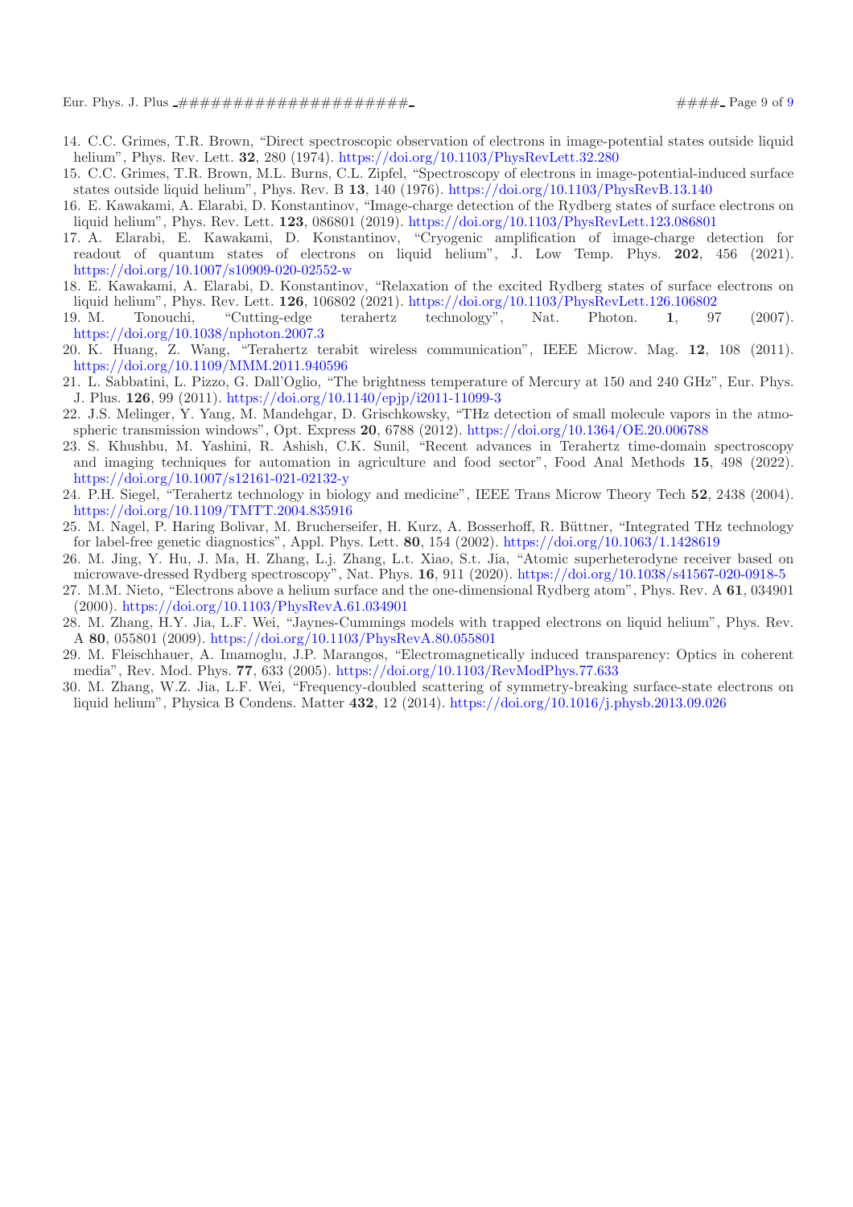14. C.C. Grimes, T.R. Brown, “Direct spectroscopic observation of electrons in image-potential states outside liquid helium”, Phys. Rev. Lett. **32**, 280 (1974). https://doi.org/10.1103/PhysRevLett.32.280
15. C.C. Grimes, T.R. Brown, M.L. Burns, C.L. Zipfel, “Spectroscopy of electrons in image-potential-induced surface states outside liquid helium”, Phys. Rev. B **13**, 140 (1976). https://doi.org/10.1103/PhysRevB.13.140
16. E. Kawakami, A. Elarabi, D. Konstantinov, “Image-charge detection of the Rydberg states of surface electrons on liquid helium”, Phys. Rev. Lett. **123**, 086801 (2019). https://doi.org/10.1103/PhysRevLett.123.086801
17. A. Elarabi, E. Kawakami, D. Konstantinov, “Cryogenic amplification of image-charge detection for readout of quantum states of electrons on liquid helium”, J. Low Temp. Phys. **202**, 456 (2021). https://doi.org/10.1007/s10909-020-02552-w
18. E. Kawakami, A. Elarabi, D. Konstantinov, “Relaxation of the excited Rydberg states of surface electrons on liquid helium”, Phys. Rev. Lett. **126**, 106802 (2021). https://doi.org/10.1103/PhysRevLett.126.106802
19. M. Tonouchi, “Cutting-edge terahertz technology”, Nat. Photon. **1**, 97 (2007). https://doi.org/10.1038/nphoton.2007.3
20. K. Huang, Z. Wang, “Terahertz terabit wireless communication”, IEEE Microw. Mag. **12**, 108 (2011). https://doi.org/10.1109/MMM.2011.940596
21. L. Sabbatini, L. Pizzo, G. Dall’Oglio, “The brightness temperature of Mercury at 150 and 240 GHz”, Eur. Phys. J. Plus. **126**, 99 (2011). https://doi.org/10.1140/epjp/i2011-11099-3
22. J.S. Melinger, Y. Yang, M. Mandehgar, D. Grischkowsky, “THz detection of small molecule vapors in the atmospheric transmission windows”, Opt. Express **20**, 6788 (2012). https://doi.org/10.1364/OE.20.006788
23. S. Khushbu, M. Yashini, R. Ashish, C.K. Sunil, “Recent advances in Terahertz time-domain spectroscopy and imaging techniques for automation in agriculture and food sector”, Food Anal Methods **15**, 498 (2022). https://doi.org/10.1007/s12161-021-02132-y
24. P.H. Siegel, “Terahertz technology in biology and medicine”, IEEE Trans Microw Theory Tech **52**, 2438 (2004). https://doi.org/10.1109/TMTT.2004.835916
25. M. Nagel, P. Haring Bolivar, M. Brucherseifer, H. Kurz, A. Bosserhoff, R. Büttner, “Integrated THz technology for label-free genetic diagnostics”, Appl. Phys. Lett. **80**, 154 (2002). https://doi.org/10.1063/1.1428619
26. M. Jing, Y. Hu, J. Ma, H. Zhang, L.j. Zhang, L.t. Xiao, S.t. Jia, “Atomic superheterodyne receiver based on microwave-dressed Rydberg spectroscopy”, Nat. Phys. **16**, 911 (2020). https://doi.org/10.1038/s41567-020-0918-5
27. M.M. Nieto, “Electrons above a helium surface and the one-dimensional Rydberg atom”, Phys. Rev. A **61**, 034901 (2000). https://doi.org/10.1103/PhysRevA.61.034901
28. M. Zhang, H.Y. Jia, L.F. Wei, “Jaynes-Cummings models with trapped electrons on liquid helium”, Phys. Rev. A **80**, 055801 (2009). https://doi.org/10.1103/PhysRevA.80.055801
29. M. Fleischhauer, A. Imamoglu, J.P. Marangos, “Electromagnetically induced transparency: Optics in coherent media”, Rev. Mod. Phys. **77**, 633 (2005). https://doi.org/10.1103/RevModPhys.77.633
30. M. Zhang, W.Z. Jia, L.F. Wei, “Frequency-doubled scattering of symmetry-breaking surface-state electrons on liquid helium”, Physica B Condens. Matter **432**, 12 (2014). https://doi.org/10.1016/j.physb.2013.09.026